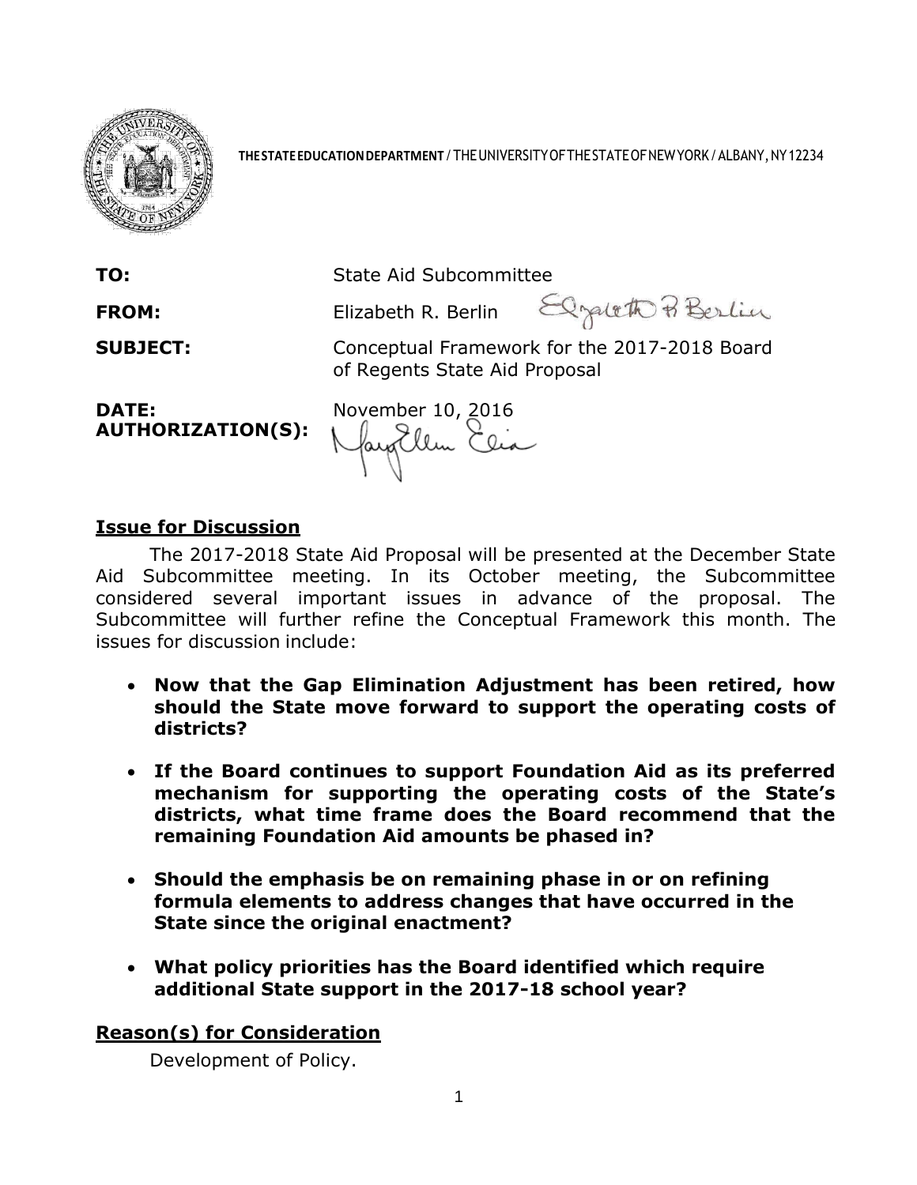**THE STATE EDUCATION DEPARTMENT** / THE UNIVERSITY OF THE STATE OF NEW YORK / ALBANY, NY 12234

|  |  |
|---|---|
| **TO:** | State Aid Subcommittee |
| **FROM:** | Elizabeth R. Berlin |
| **SUBJECT:** | Conceptual Framework for the 2017-2018 Board of Regents State Aid Proposal |
| **DATE:** | November 10, 2016 |
| **AUTHORIZATION(S):** |  |

## Issue for Discussion

The 2017-2018 State Aid Proposal will be presented at the December State Aid Subcommittee meeting. In its October meeting, the Subcommittee considered several important issues in advance of the proposal. The Subcommittee will further refine the Conceptual Framework this month. The issues for discussion include:

- **Now that the Gap Elimination Adjustment has been retired, how should the State move forward to support the operating costs of districts?**
- **If the Board continues to support Foundation Aid as its preferred mechanism for supporting the operating costs of the State's districts, what time frame does the Board recommend that the remaining Foundation Aid amounts be phased in?**
- **Should the emphasis be on remaining phase in or on refining formula elements to address changes that have occurred in the State since the original enactment?**
- **What policy priorities has the Board identified which require additional State support in the 2017-18 school year?**

## Reason(s) for Consideration

Development of Policy.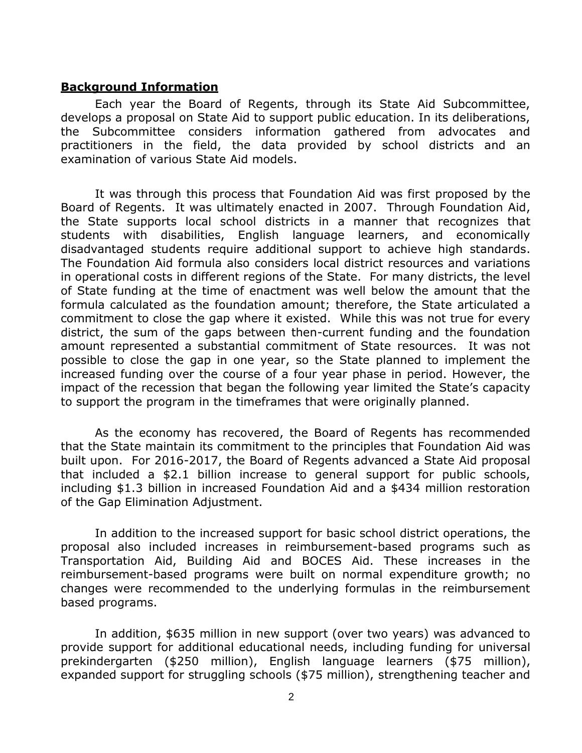## **Background Information**

Each year the Board of Regents, through its State Aid Subcommittee, develops a proposal on State Aid to support public education. In its deliberations, the Subcommittee considers information gathered from advocates and practitioners in the field, the data provided by school districts and an examination of various State Aid models.

It was through this process that Foundation Aid was first proposed by the Board of Regents. It was ultimately enacted in 2007. Through Foundation Aid, the State supports local school districts in a manner that recognizes that students with disabilities, English language learners, and economically disadvantaged students require additional support to achieve high standards. The Foundation Aid formula also considers local district resources and variations in operational costs in different regions of the State. For many districts, the level of State funding at the time of enactment was well below the amount that the formula calculated as the foundation amount; therefore, the State articulated a commitment to close the gap where it existed. While this was not true for every district, the sum of the gaps between then-current funding and the foundation amount represented a substantial commitment of State resources. It was not possible to close the gap in one year, so the State planned to implement the increased funding over the course of a four year phase in period. However, the impact of the recession that began the following year limited the State's capacity to support the program in the timeframes that were originally planned.

As the economy has recovered, the Board of Regents has recommended that the State maintain its commitment to the principles that Foundation Aid was built upon. For 2016-2017, the Board of Regents advanced a State Aid proposal that included a $2.1 billion increase to general support for public schools, including $1.3 billion in increased Foundation Aid and a $434 million restoration of the Gap Elimination Adjustment.

In addition to the increased support for basic school district operations, the proposal also included increases in reimbursement-based programs such as Transportation Aid, Building Aid and BOCES Aid. These increases in the reimbursement-based programs were built on normal expenditure growth; no changes were recommended to the underlying formulas in the reimbursement based programs.

In addition, $635 million in new support (over two years) was advanced to provide support for additional educational needs, including funding for universal prekindergarten ($250 million), English language learners ($75 million), expanded support for struggling schools ($75 million), strengthening teacher and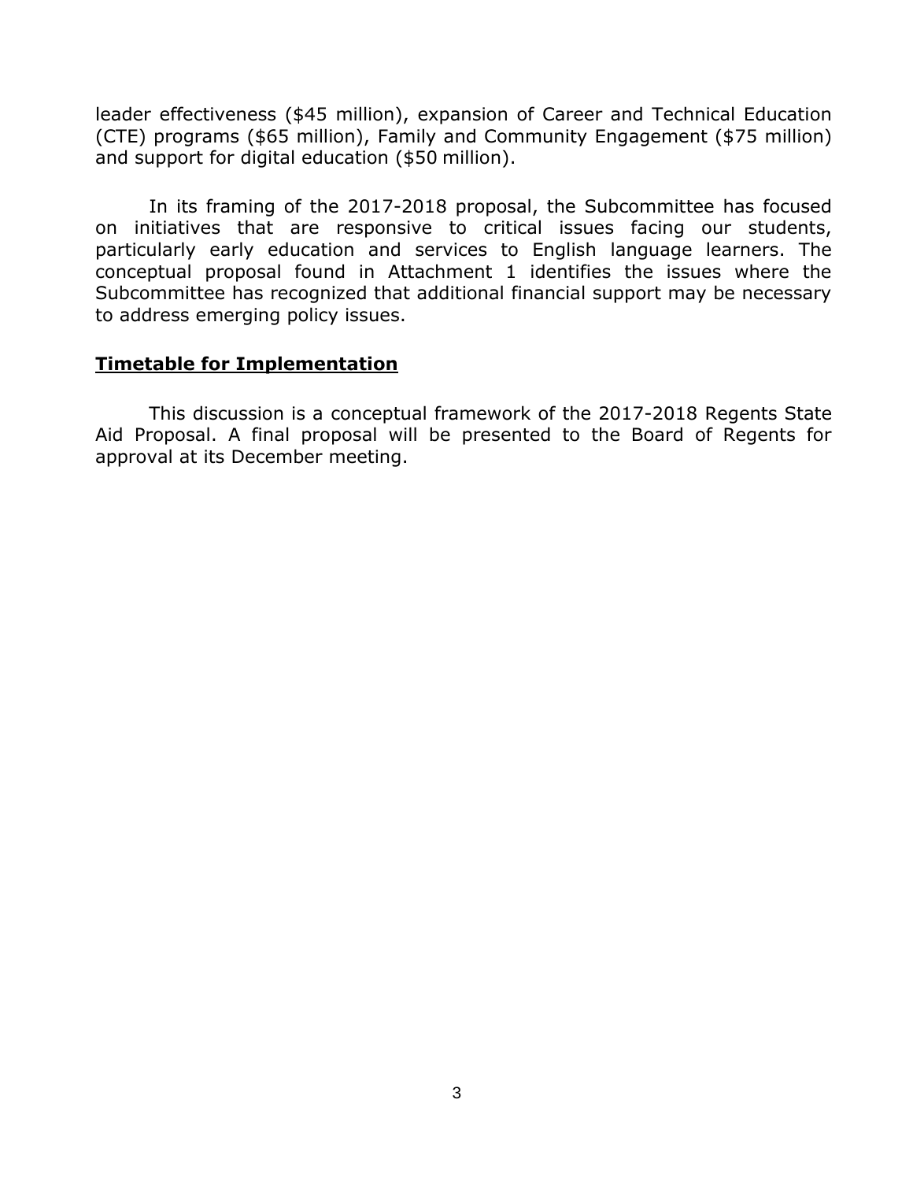leader effectiveness ($45 million), expansion of Career and Technical Education (CTE) programs ($65 million), Family and Community Engagement ($75 million) and support for digital education ($50 million).

In its framing of the 2017-2018 proposal, the Subcommittee has focused on initiatives that are responsive to critical issues facing our students, particularly early education and services to English language learners. The conceptual proposal found in Attachment 1 identifies the issues where the Subcommittee has recognized that additional financial support may be necessary to address emerging policy issues.

## **Timetable for Implementation**

This discussion is a conceptual framework of the 2017-2018 Regents State Aid Proposal. A final proposal will be presented to the Board of Regents for approval at its December meeting.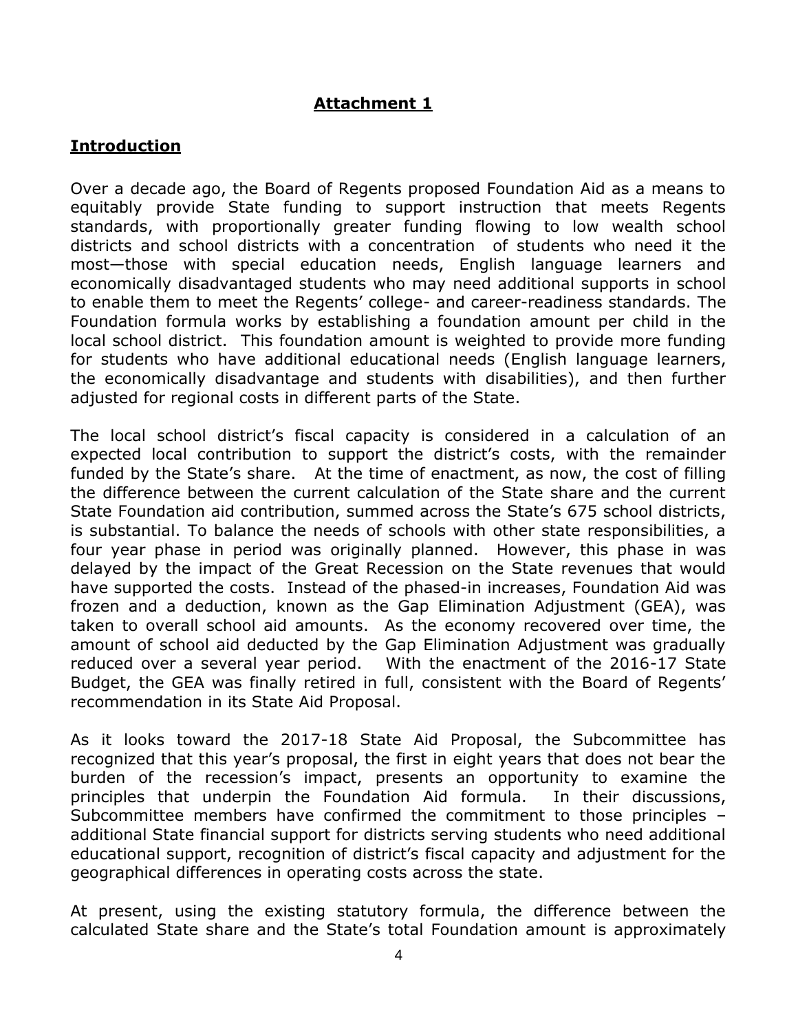## Attachment 1

## Introduction

Over a decade ago, the Board of Regents proposed Foundation Aid as a means to equitably provide State funding to support instruction that meets Regents standards, with proportionally greater funding flowing to low wealth school districts and school districts with a concentration of students who need it the most—those with special education needs, English language learners and economically disadvantaged students who may need additional supports in school to enable them to meet the Regents' college- and career-readiness standards. The Foundation formula works by establishing a foundation amount per child in the local school district. This foundation amount is weighted to provide more funding for students who have additional educational needs (English language learners, the economically disadvantage and students with disabilities), and then further adjusted for regional costs in different parts of the State.

The local school district's fiscal capacity is considered in a calculation of an expected local contribution to support the district's costs, with the remainder funded by the State's share. At the time of enactment, as now, the cost of filling the difference between the current calculation of the State share and the current State Foundation aid contribution, summed across the State's 675 school districts, is substantial. To balance the needs of schools with other state responsibilities, a four year phase in period was originally planned. However, this phase in was delayed by the impact of the Great Recession on the State revenues that would have supported the costs. Instead of the phased-in increases, Foundation Aid was frozen and a deduction, known as the Gap Elimination Adjustment (GEA), was taken to overall school aid amounts. As the economy recovered over time, the amount of school aid deducted by the Gap Elimination Adjustment was gradually reduced over a several year period. With the enactment of the 2016-17 State Budget, the GEA was finally retired in full, consistent with the Board of Regents' recommendation in its State Aid Proposal.

As it looks toward the 2017-18 State Aid Proposal, the Subcommittee has recognized that this year's proposal, the first in eight years that does not bear the burden of the recession's impact, presents an opportunity to examine the principles that underpin the Foundation Aid formula. In their discussions, Subcommittee members have confirmed the commitment to those principles – additional State financial support for districts serving students who need additional educational support, recognition of district's fiscal capacity and adjustment for the geographical differences in operating costs across the state.

At present, using the existing statutory formula, the difference between the calculated State share and the State's total Foundation amount is approximately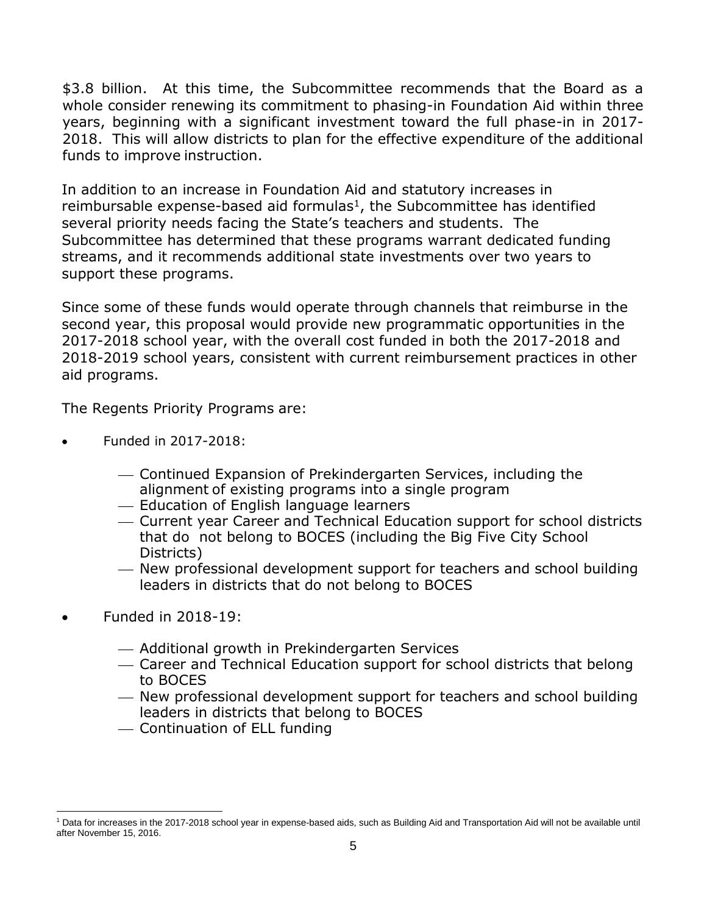$3.8 billion. At this time, the Subcommittee recommends that the Board as a whole consider renewing its commitment to phasing-in Foundation Aid within three years, beginning with a significant investment toward the full phase-in in 2017-2018. This will allow districts to plan for the effective expenditure of the additional funds to improve instruction.

In addition to an increase in Foundation Aid and statutory increases in reimbursable expense-based aid formulas[1], the Subcommittee has identified several priority needs facing the State's teachers and students. The Subcommittee has determined that these programs warrant dedicated funding streams, and it recommends additional state investments over two years to support these programs.

Since some of these funds would operate through channels that reimburse in the second year, this proposal would provide new programmatic opportunities in the 2017-2018 school year, with the overall cost funded in both the 2017-2018 and 2018-2019 school years, consistent with current reimbursement practices in other aid programs.

The Regents Priority Programs are:

- Funded in 2017-2018:
  - Continued Expansion of Prekindergarten Services, including the alignment of existing programs into a single program
  - Education of English language learners
  - Current year Career and Technical Education support for school districts that do not belong to BOCES (including the Big Five City School Districts)
  - New professional development support for teachers and school building leaders in districts that do not belong to BOCES

- Funded in 2018-19:
  - Additional growth in Prekindergarten Services
  - Career and Technical Education support for school districts that belong to BOCES
  - New professional development support for teachers and school building leaders in districts that belong to BOCES
  - Continuation of ELL funding

---

[1] Data for increases in the 2017-2018 school year in expense-based aids, such as Building Aid and Transportation Aid will not be available until after November 15, 2016.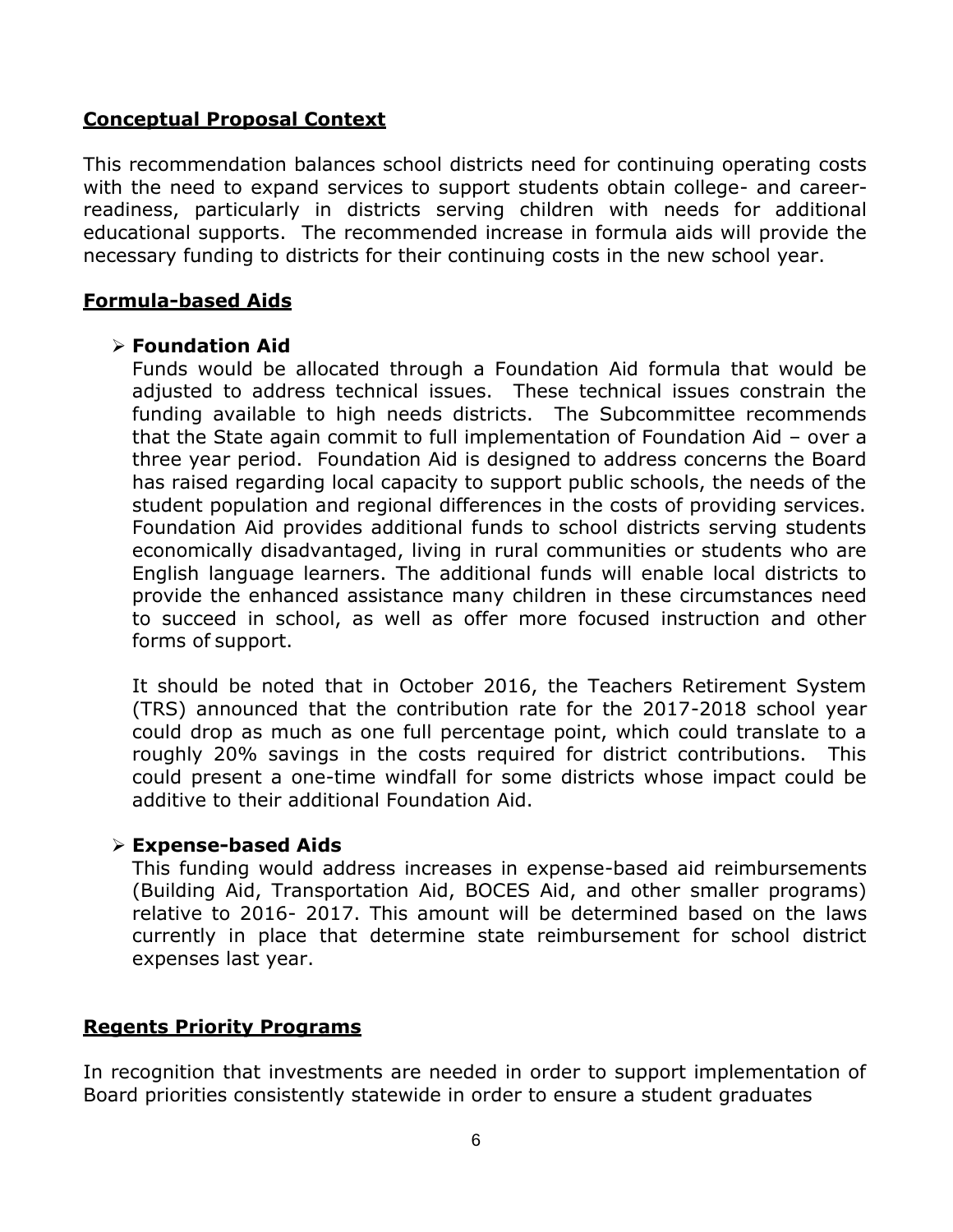## Conceptual Proposal Context

This recommendation balances school districts need for continuing operating costs with the need to expand services to support students obtain college- and career-readiness, particularly in districts serving children with needs for additional educational supports. The recommended increase in formula aids will provide the necessary funding to districts for their continuing costs in the new school year.

## Formula-based Aids

- **Foundation Aid**

  Funds would be allocated through a Foundation Aid formula that would be adjusted to address technical issues. These technical issues constrain the funding available to high needs districts. The Subcommittee recommends that the State again commit to full implementation of Foundation Aid – over a three year period. Foundation Aid is designed to address concerns the Board has raised regarding local capacity to support public schools, the needs of the student population and regional differences in the costs of providing services. Foundation Aid provides additional funds to school districts serving students economically disadvantaged, living in rural communities or students who are English language learners. The additional funds will enable local districts to provide the enhanced assistance many children in these circumstances need to succeed in school, as well as offer more focused instruction and other forms of support.

  It should be noted that in October 2016, the Teachers Retirement System (TRS) announced that the contribution rate for the 2017-2018 school year could drop as much as one full percentage point, which could translate to a roughly 20% savings in the costs required for district contributions. This could present a one-time windfall for some districts whose impact could be additive to their additional Foundation Aid.

- **Expense-based Aids**

  This funding would address increases in expense-based aid reimbursements (Building Aid, Transportation Aid, BOCES Aid, and other smaller programs) relative to 2016- 2017. This amount will be determined based on the laws currently in place that determine state reimbursement for school district expenses last year.

## Regents Priority Programs

In recognition that investments are needed in order to support implementation of Board priorities consistently statewide in order to ensure a student graduates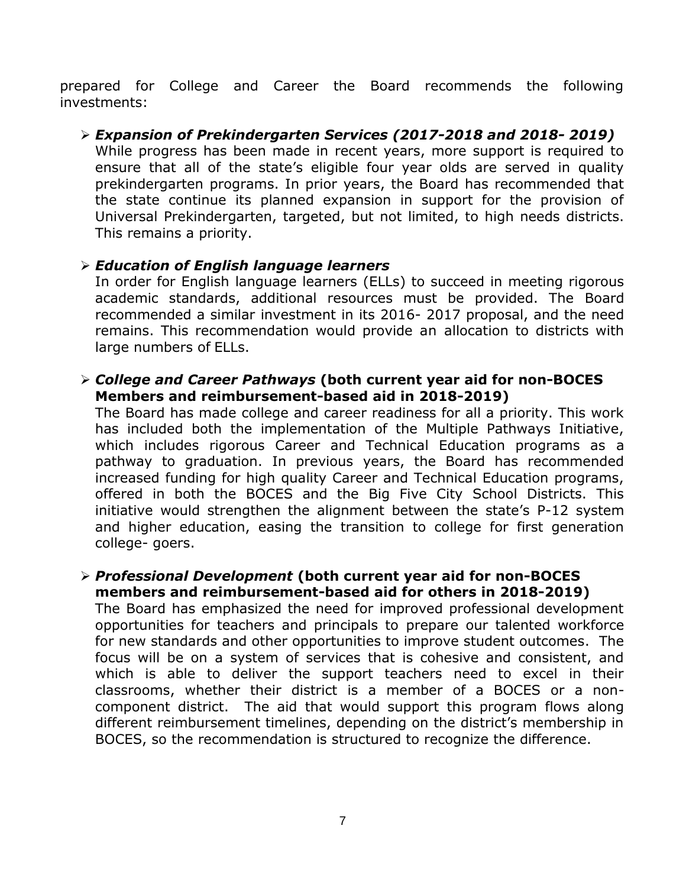prepared for College and Career the Board recommends the following investments:

- ***Expansion of Prekindergarten Services (2017-2018 and 2018- 2019)***
  While progress has been made in recent years, more support is required to ensure that all of the state's eligible four year olds are served in quality prekindergarten programs. In prior years, the Board has recommended that the state continue its planned expansion in support for the provision of Universal Prekindergarten, targeted, but not limited, to high needs districts. This remains a priority.

- ***Education of English language learners***
  In order for English language learners (ELLs) to succeed in meeting rigorous academic standards, additional resources must be provided. The Board recommended a similar investment in its 2016- 2017 proposal, and the need remains. This recommendation would provide an allocation to districts with large numbers of ELLs.

- ***College and Career Pathways* (both current year aid for non-BOCES Members and reimbursement-based aid in 2018-2019)**
  The Board has made college and career readiness for all a priority. This work has included both the implementation of the Multiple Pathways Initiative, which includes rigorous Career and Technical Education programs as a pathway to graduation. In previous years, the Board has recommended increased funding for high quality Career and Technical Education programs, offered in both the BOCES and the Big Five City School Districts. This initiative would strengthen the alignment between the state's P-12 system and higher education, easing the transition to college for first generation college- goers.

- ***Professional Development* (both current year aid for non-BOCES members and reimbursement-based aid for others in 2018-2019)**
  The Board has emphasized the need for improved professional development opportunities for teachers and principals to prepare our talented workforce for new standards and other opportunities to improve student outcomes. The focus will be on a system of services that is cohesive and consistent, and which is able to deliver the support teachers need to excel in their classrooms, whether their district is a member of a BOCES or a non-component district. The aid that would support this program flows along different reimbursement timelines, depending on the district's membership in BOCES, so the recommendation is structured to recognize the difference.